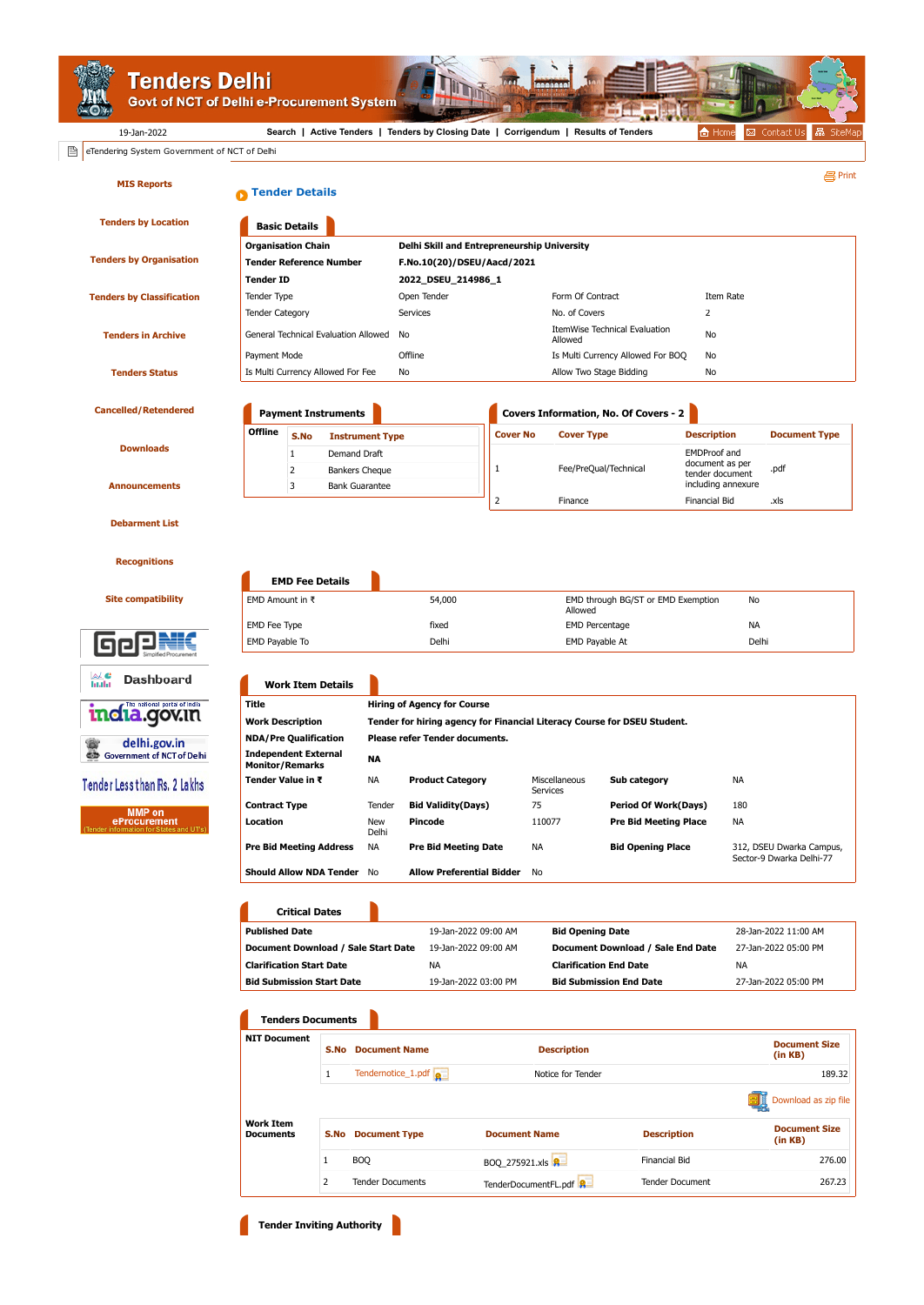# Tenders Delhi

Govt of NCT of Delhi e-Procurement System

19-Jan-2022

Search | Active Tenders | Tenders by Closing Date | Corrigendum | Results of Tenders

Home | Contact Us | SiteMap

eTendering System Government of NCT of Delhi

- MIS Reports
- Tenders by Location
- Tenders by Organisation
- Tenders by Classification
- Tenders in Archive
- Tenders Status
- Cancelled/Retendered
- Downloads
- Announcements
- Debarment List
- Recognitions
- Site compatibility

Print

## Tender Details

### Basic Details

| | | | |
|---|---|---|---|
| **Organisation Chain** | **Delhi Skill and Entrepreneurship University** | | |
| **Tender Reference Number** | **F.No.10(20)/DSEU/Aacd/2021** | | |
| **Tender ID** | **2022_DSEU_214986_1** | | |
| Tender Type | Open Tender | Form Of Contract | Item Rate |
| Tender Category | Services | No. of Covers | 2 |
| General Technical Evaluation Allowed | No | ItemWise Technical Evaluation Allowed | No |
| Payment Mode | Offline | Is Multi Currency Allowed For BOQ | No |
| Is Multi Currency Allowed For Fee | No | Allow Two Stage Bidding | No |

### Payment Instruments

Offline

| S.No | Instrument Type |
|---|---|
| 1 | Demand Draft |
| 2 | Bankers Cheque |
| 3 | Bank Guarantee |

### Covers Information, No. Of Covers - 2

| Cover No | Cover Type | Description | Document Type |
|---|---|---|---|
| 1 | Fee/PreQual/Technical | EMDProof and document as per tender document including annexure | .pdf |
| 2 | Finance | Financial Bid | .xls |

### EMD Fee Details

| | | | |
|---|---|---|---|
| EMD Amount in ₹ | 54,000 | EMD through BG/ST or EMD Exemption Allowed | No |
| EMD Fee Type | fixed | EMD Percentage | NA |
| EMD Payable To | Delhi | EMD Payable At | Delhi |

### Work Item Details

| | | | | | |
|---|---|---|---|---|---|
| **Title** | **Hiring of Agency for Course** | | | | |
| **Work Description** | **Tender for hiring agency for Financial Literacy Course for DSEU Student.** | | | | |
| **NDA/Pre Qualification** | **Please refer Tender documents.** | | | | |
| **Independent External Monitor/Remarks** | **NA** | | | | |
| **Tender Value in ₹** | NA | **Product Category** | Miscellaneous Services | **Sub category** | NA |
| **Contract Type** | Tender | **Bid Validity(Days)** | 75 | **Period Of Work(Days)** | 180 |
| **Location** | New Delhi | **Pincode** | 110077 | **Pre Bid Meeting Place** | NA |
| **Pre Bid Meeting Address** | NA | **Pre Bid Meeting Date** | NA | **Bid Opening Place** | 312, DSEU Dwarka Campus, Sector-9 Dwarka Delhi-77 |
| **Should Allow NDA Tender** | No | **Allow Preferential Bidder** | No | | |

### Critical Dates

| | | | |
|---|---|---|---|
| **Published Date** | 19-Jan-2022 09:00 AM | **Bid Opening Date** | 28-Jan-2022 11:00 AM |
| **Document Download / Sale Start Date** | 19-Jan-2022 09:00 AM | **Document Download / Sale End Date** | 27-Jan-2022 05:00 PM |
| **Clarification Start Date** | NA | **Clarification End Date** | NA |
| **Bid Submission Start Date** | 19-Jan-2022 03:00 PM | **Bid Submission End Date** | 27-Jan-2022 05:00 PM |

### Tenders Documents

**NIT Document**

| S.No | Document Name | Description | Document Size (in KB) |
|---|---|---|---|
| 1 | Tendernotice_1.pdf | Notice for Tender | 189.32 |

Download as zip file

**Work Item Documents**

| S.No | Document Type | Document Name | Description | Document Size (in KB) |
|---|---|---|---|---|
| 1 | BOQ | BOQ_275921.xls | Financial Bid | 276.00 |
| 2 | Tender Documents | TenderDocumentFL.pdf | Tender Document | 267.23 |

### Tender Inviting Authority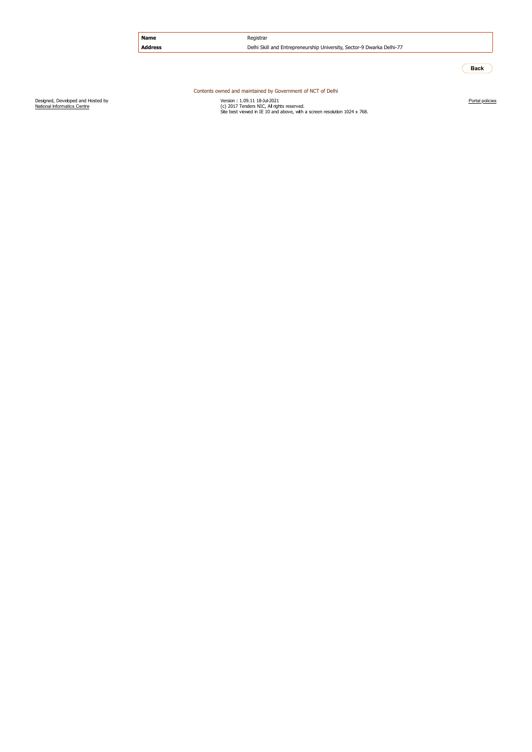| | |
|---|---|
| **Name** | Registrar |
| **Address** | Delhi Skill and Entrepreneurship University, Sector-9 Dwarka Delhi-77 |

Back

Contents owned and maintained by Government of NCT of Delhi

Designed, Developed and Hosted by
National Informatics Centre

Version : 1.09.11 18-Jul-2021
(c) 2017 Tenders NIC, All rights reserved.
Site best viewed in IE 10 and above, with a screen resolution 1024 x 768.

Portal policies